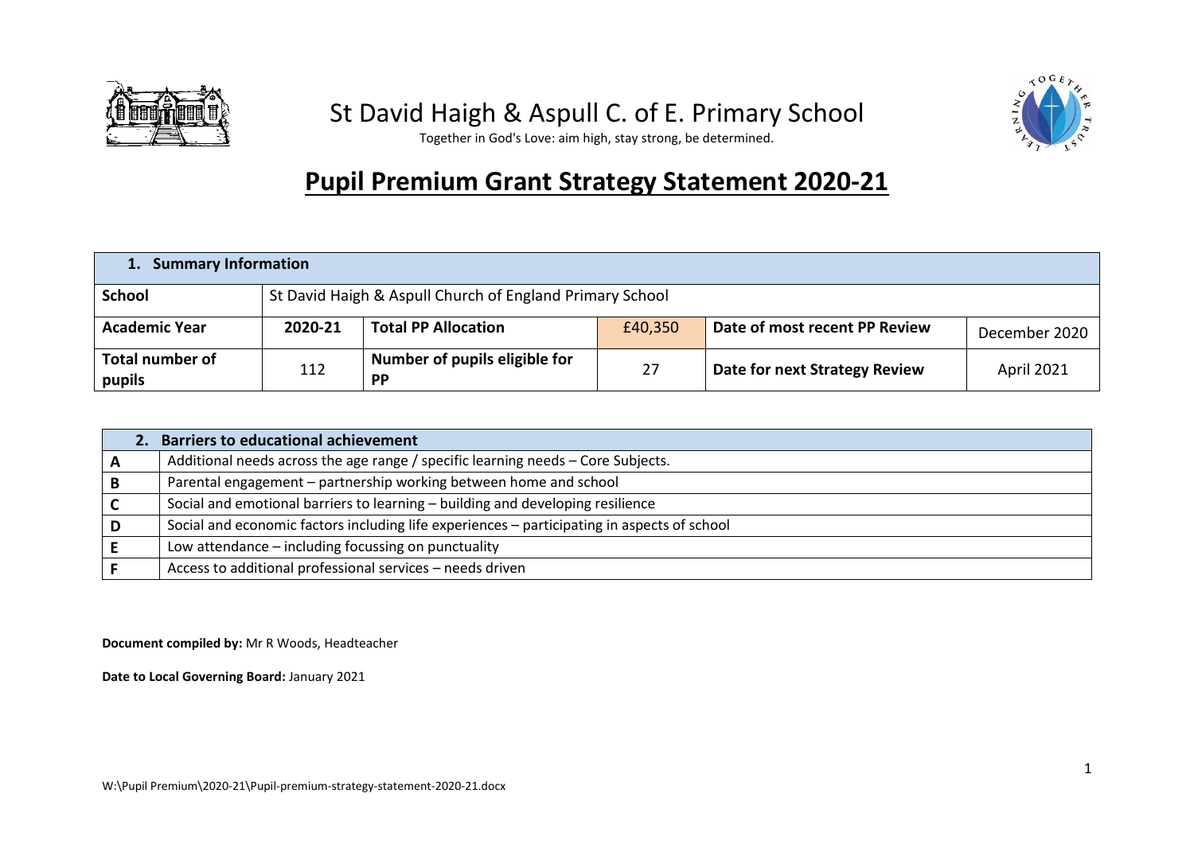# St David Haigh & Aspull C. of E. Primary School

Together in God's Love: aim high, stay strong, be determined.

## Pupil Premium Grant Strategy Statement 2020-21

| **1. Summary Information** | | | | | |
|---|---|---|---|---|---|
| **School** | St David Haigh & Aspull Church of England Primary School | | | | |
| **Academic Year** | **2020-21** | **Total PP Allocation** | £40,350 | **Date of most recent PP Review** | December 2020 |
| **Total number of pupils** | 112 | **Number of pupils eligible for PP** | 27 | **Date for next Strategy Review** | April 2021 |

| **2. Barriers to educational achievement** | |
|---|---|
| **A** | Additional needs across the age range / specific learning needs – Core Subjects. |
| **B** | Parental engagement – partnership working between home and school |
| **C** | Social and emotional barriers to learning – building and developing resilience |
| **D** | Social and economic factors including life experiences – participating in aspects of school |
| **E** | Low attendance – including focussing on punctuality |
| **F** | Access to additional professional services – needs driven |

**Document compiled by:** Mr R Woods, Headteacher

**Date to Local Governing Board:** January 2021

W:\Pupil Premium\2020-21\Pupil-premium-strategy-statement-2020-21.docx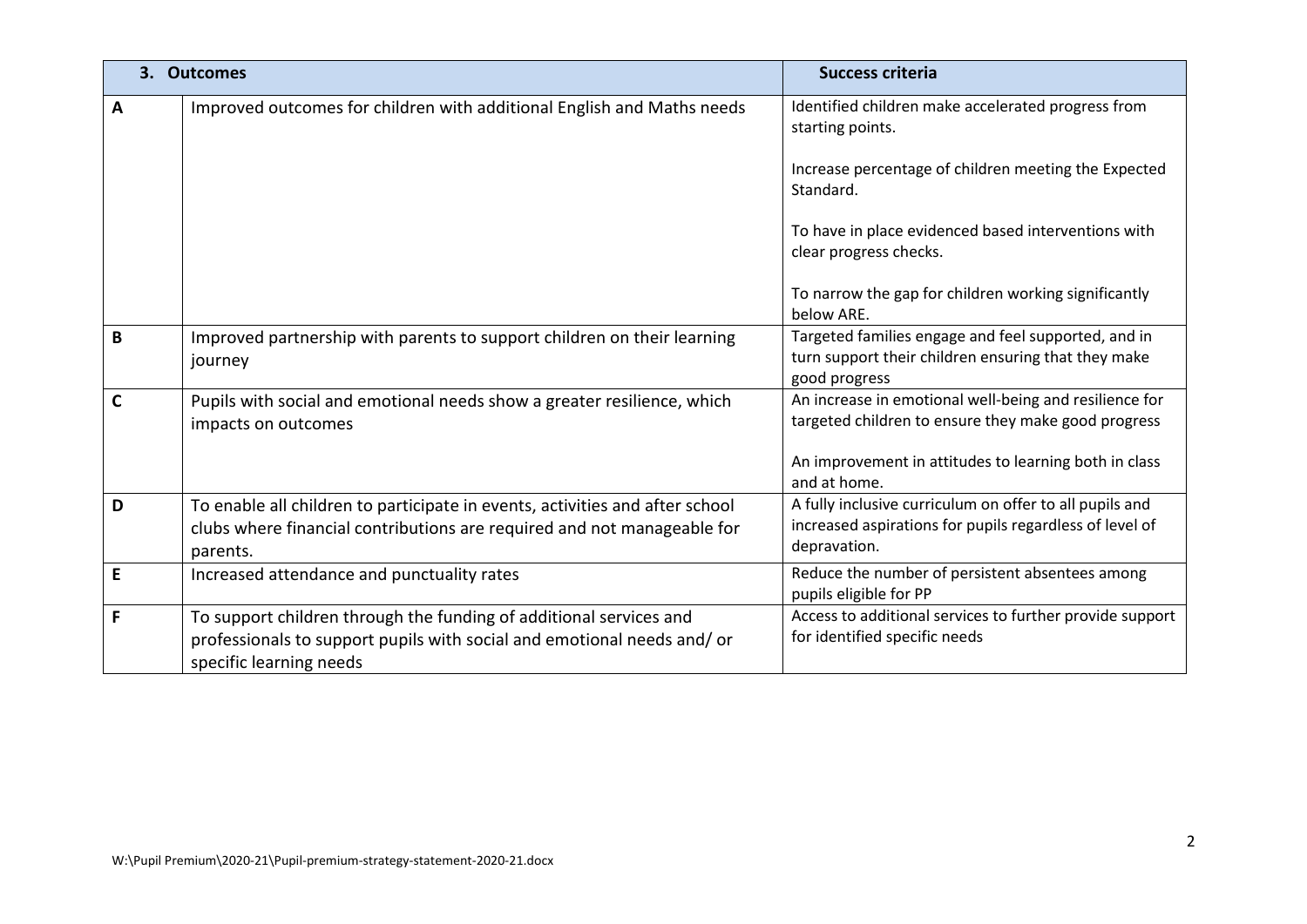| 3. Outcomes | | Success criteria |
|---|---|---|
| A | Improved outcomes for children with additional English and Maths needs | Identified children make accelerated progress from starting points.<br><br>Increase percentage of children meeting the Expected Standard.<br><br>To have in place evidenced based interventions with clear progress checks.<br><br>To narrow the gap for children working significantly below ARE. |
| B | Improved partnership with parents to support children on their learning journey | Targeted families engage and feel supported, and in turn support their children ensuring that they make good progress |
| C | Pupils with social and emotional needs show a greater resilience, which impacts on outcomes | An increase in emotional well-being and resilience for targeted children to ensure they make good progress<br><br>An improvement in attitudes to learning both in class and at home. |
| D | To enable all children to participate in events, activities and after school clubs where financial contributions are required and not manageable for parents. | A fully inclusive curriculum on offer to all pupils and increased aspirations for pupils regardless of level of depravation. |
| E | Increased attendance and punctuality rates | Reduce the number of persistent absentees among pupils eligible for PP |
| F | To support children through the funding of additional services and professionals to support pupils with social and emotional needs and/ or specific learning needs | Access to additional services to further provide support for identified specific needs |

W:\Pupil Premium\2020-21\Pupil-premium-strategy-statement-2020-21.docx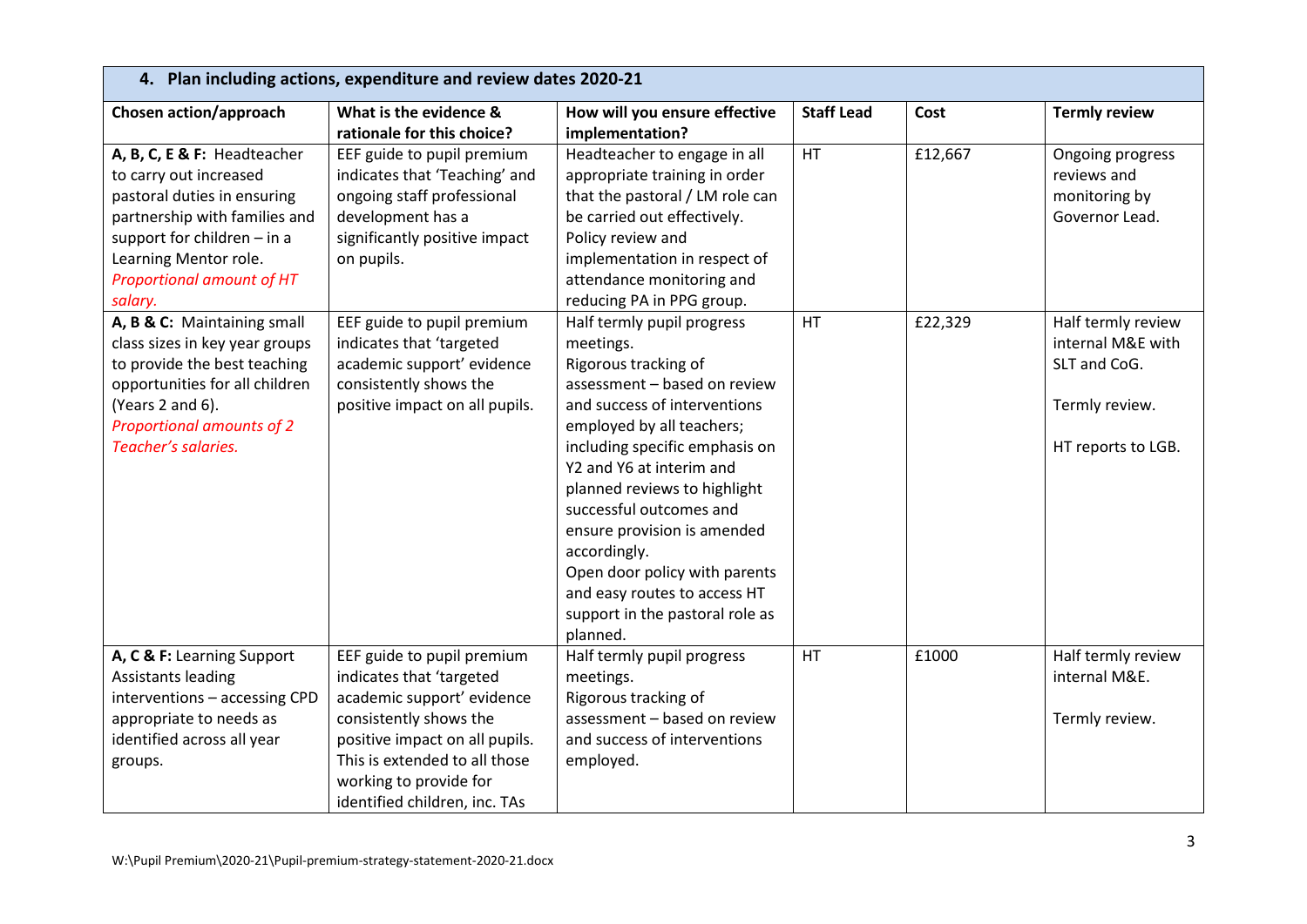| **4. Plan including actions, expenditure and review dates 2020-21** | | | | | |
|---|---|---|---|---|---|
| **Chosen action/approach** | **What is the evidence & rationale for this choice?** | **How will you ensure effective implementation?** | **Staff Lead** | **Cost** | **Termly review** |
| **A, B, C, E & F:** Headteacher to carry out increased pastoral duties in ensuring partnership with families and support for children – in a Learning Mentor role. *Proportional amount of HT salary.* | EEF guide to pupil premium indicates that 'Teaching' and ongoing staff professional development has a significantly positive impact on pupils. | Headteacher to engage in all appropriate training in order that the pastoral / LM role can be carried out effectively. Policy review and implementation in respect of attendance monitoring and reducing PA in PPG group. | HT | £12,667 | Ongoing progress reviews and monitoring by Governor Lead. |
| **A, B & C:** Maintaining small class sizes in key year groups to provide the best teaching opportunities for all children (Years 2 and 6). *Proportional amounts of 2 Teacher's salaries.* | EEF guide to pupil premium indicates that 'targeted academic support' evidence consistently shows the positive impact on all pupils. | Half termly pupil progress meetings. Rigorous tracking of assessment – based on review and success of interventions employed by all teachers; including specific emphasis on Y2 and Y6 at interim and planned reviews to highlight successful outcomes and ensure provision is amended accordingly. Open door policy with parents and easy routes to access HT support in the pastoral role as planned. | HT | £22,329 | Half termly review internal M&E with SLT and CoG. Termly review. HT reports to LGB. |
| **A, C & F:** Learning Support Assistants leading interventions – accessing CPD appropriate to needs as identified across all year groups. | EEF guide to pupil premium indicates that 'targeted academic support' evidence consistently shows the positive impact on all pupils. This is extended to all those working to provide for identified children, inc. TAs | Half termly pupil progress meetings. Rigorous tracking of assessment – based on review and success of interventions employed. | HT | £1000 | Half termly review internal M&E. Termly review. |

W:\Pupil Premium\2020-21\Pupil-premium-strategy-statement-2020-21.docx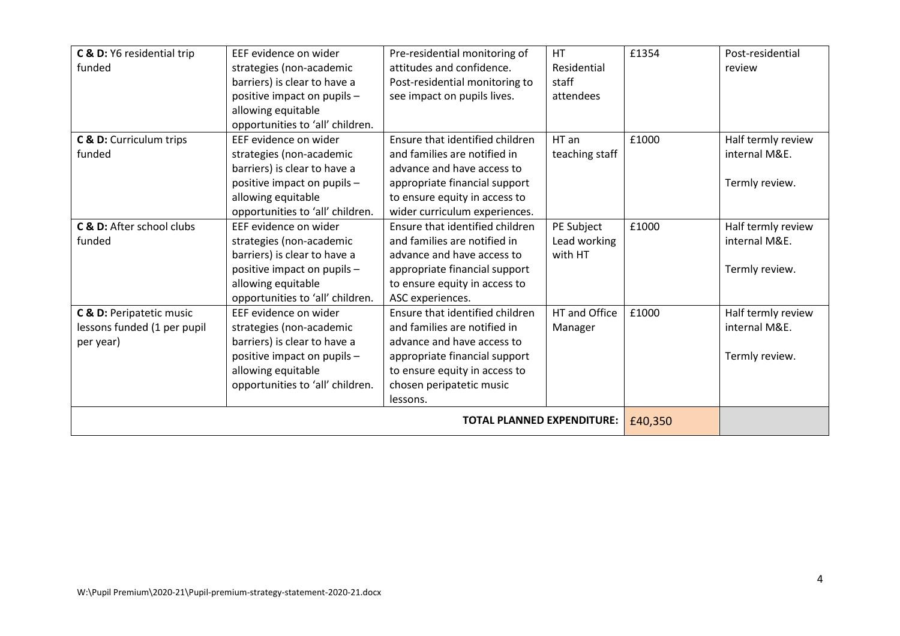| | | | | | |
|---|---|---|---|---|---|
| **C & D:** Y6 residential trip funded | EEF evidence on wider strategies (non-academic barriers) is clear to have a positive impact on pupils – allowing equitable opportunities to 'all' children. | Pre-residential monitoring of attitudes and confidence. Post-residential monitoring to see impact on pupils lives. | HT Residential staff attendees | £1354 | Post-residential review |
| **C & D:** Curriculum trips funded | EEF evidence on wider strategies (non-academic barriers) is clear to have a positive impact on pupils – allowing equitable opportunities to 'all' children. | Ensure that identified children and families are notified in advance and have access to appropriate financial support to ensure equity in access to wider curriculum experiences. | HT an teaching staff | £1000 | Half termly review internal M&E.<br><br>Termly review. |
| **C & D:** After school clubs funded | EEF evidence on wider strategies (non-academic barriers) is clear to have a positive impact on pupils – allowing equitable opportunities to 'all' children. | Ensure that identified children and families are notified in advance and have access to appropriate financial support to ensure equity in access to ASC experiences. | PE Subject Lead working with HT | £1000 | Half termly review internal M&E.<br><br>Termly review. |
| **C & D:** Peripatetic music lessons funded (1 per pupil per year) | EEF evidence on wider strategies (non-academic barriers) is clear to have a positive impact on pupils – allowing equitable opportunities to 'all' children. | Ensure that identified children and families are notified in advance and have access to appropriate financial support to ensure equity in access to chosen peripatetic music lessons. | HT and Office Manager | £1000 | Half termly review internal M&E.<br><br>Termly review. |
| | | | **TOTAL PLANNED EXPENDITURE:** | | £40,350 | |

W:\Pupil Premium\2020-21\Pupil-premium-strategy-statement-2020-21.docx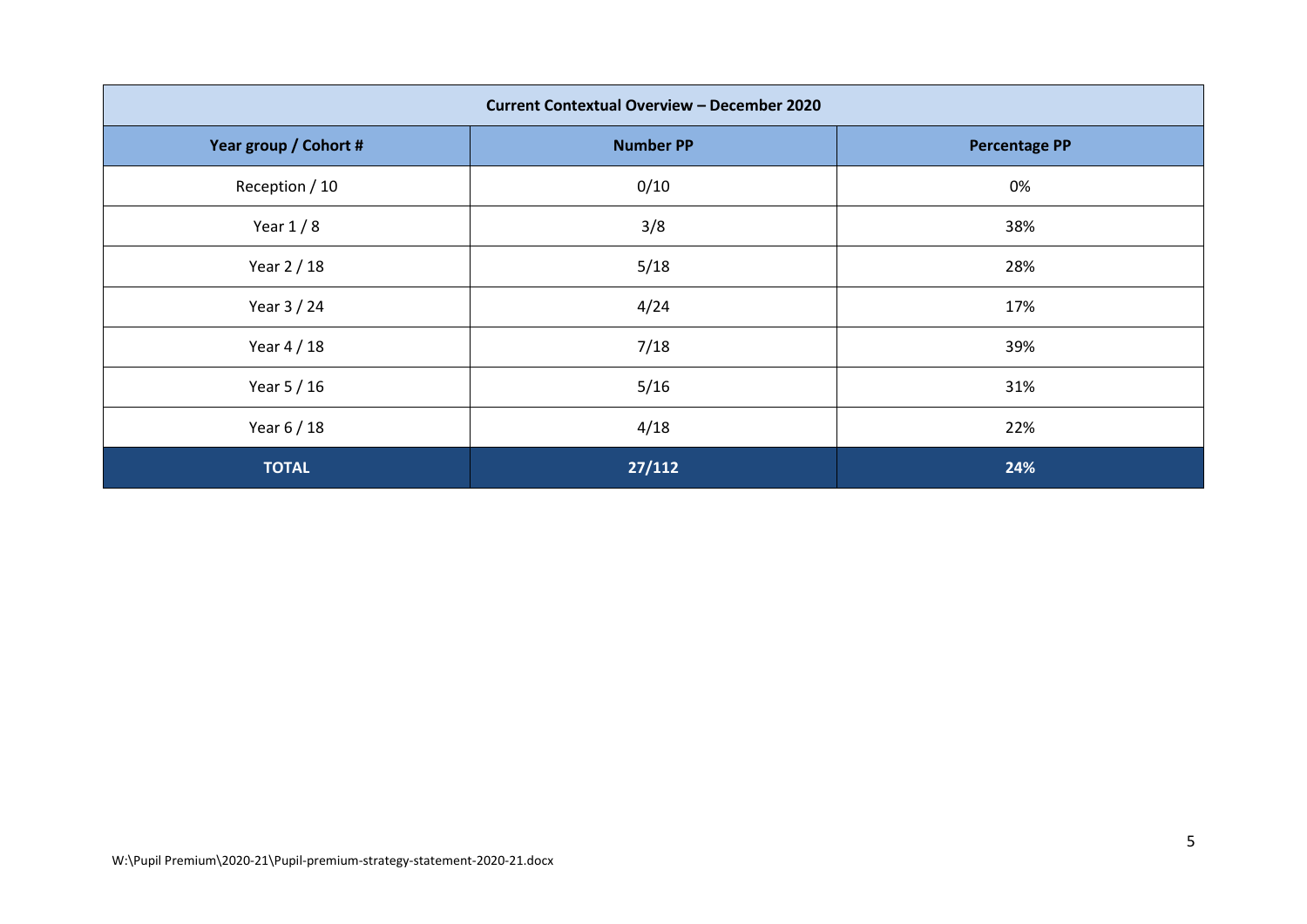| Current Contextual Overview – December 2020 | | |
|---|---|---|
| **Year group / Cohort #** | **Number PP** | **Percentage PP** |
| Reception / 10 | 0/10 | 0% |
| Year 1 / 8 | 3/8 | 38% |
| Year 2 / 18 | 5/18 | 28% |
| Year 3 / 24 | 4/24 | 17% |
| Year 4 / 18 | 7/18 | 39% |
| Year 5 / 16 | 5/16 | 31% |
| Year 6 / 18 | 4/18 | 22% |
| **TOTAL** | **27/112** | **24%** |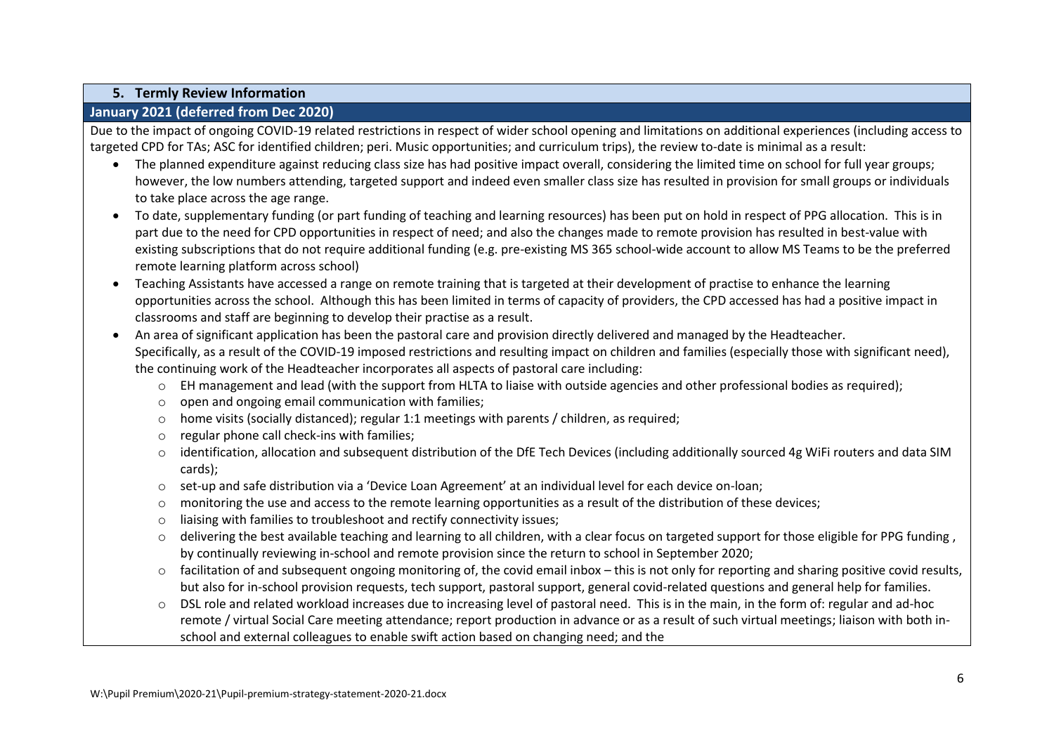## 5. Termly Review Information

### January 2021 (deferred from Dec 2020)

Due to the impact of ongoing COVID-19 related restrictions in respect of wider school opening and limitations on additional experiences (including access to targeted CPD for TAs; ASC for identified children; peri. Music opportunities; and curriculum trips), the review to-date is minimal as a result:

- The planned expenditure against reducing class size has had positive impact overall, considering the limited time on school for full year groups; however, the low numbers attending, targeted support and indeed even smaller class size has resulted in provision for small groups or individuals to take place across the age range.
- To date, supplementary funding (or part funding of teaching and learning resources) has been put on hold in respect of PPG allocation. This is in part due to the need for CPD opportunities in respect of need; and also the changes made to remote provision has resulted in best-value with existing subscriptions that do not require additional funding (e.g. pre-existing MS 365 school-wide account to allow MS Teams to be the preferred remote learning platform across school)
- Teaching Assistants have accessed a range on remote training that is targeted at their development of practise to enhance the learning opportunities across the school. Although this has been limited in terms of capacity of providers, the CPD accessed has had a positive impact in classrooms and staff are beginning to develop their practise as a result.
- An area of significant application has been the pastoral care and provision directly delivered and managed by the Headteacher. Specifically, as a result of the COVID-19 imposed restrictions and resulting impact on children and families (especially those with significant need), the continuing work of the Headteacher incorporates all aspects of pastoral care including:
  - EH management and lead (with the support from HLTA to liaise with outside agencies and other professional bodies as required);
  - open and ongoing email communication with families;
  - home visits (socially distanced); regular 1:1 meetings with parents / children, as required;
  - regular phone call check-ins with families;
  - identification, allocation and subsequent distribution of the DfE Tech Devices (including additionally sourced 4g WiFi routers and data SIM cards);
  - set-up and safe distribution via a 'Device Loan Agreement' at an individual level for each device on-loan;
  - monitoring the use and access to the remote learning opportunities as a result of the distribution of these devices;
  - liaising with families to troubleshoot and rectify connectivity issues;
  - delivering the best available teaching and learning to all children, with a clear focus on targeted support for those eligible for PPG funding , by continually reviewing in-school and remote provision since the return to school in September 2020;
  - facilitation of and subsequent ongoing monitoring of, the covid email inbox – this is not only for reporting and sharing positive covid results, but also for in-school provision requests, tech support, pastoral support, general covid-related questions and general help for families.
  - DSL role and related workload increases due to increasing level of pastoral need. This is in the main, in the form of: regular and ad-hoc remote / virtual Social Care meeting attendance; report production in advance or as a result of such virtual meetings; liaison with both in-school and external colleagues to enable swift action based on changing need; and the

W:\Pupil Premium\2020-21\Pupil-premium-strategy-statement-2020-21.docx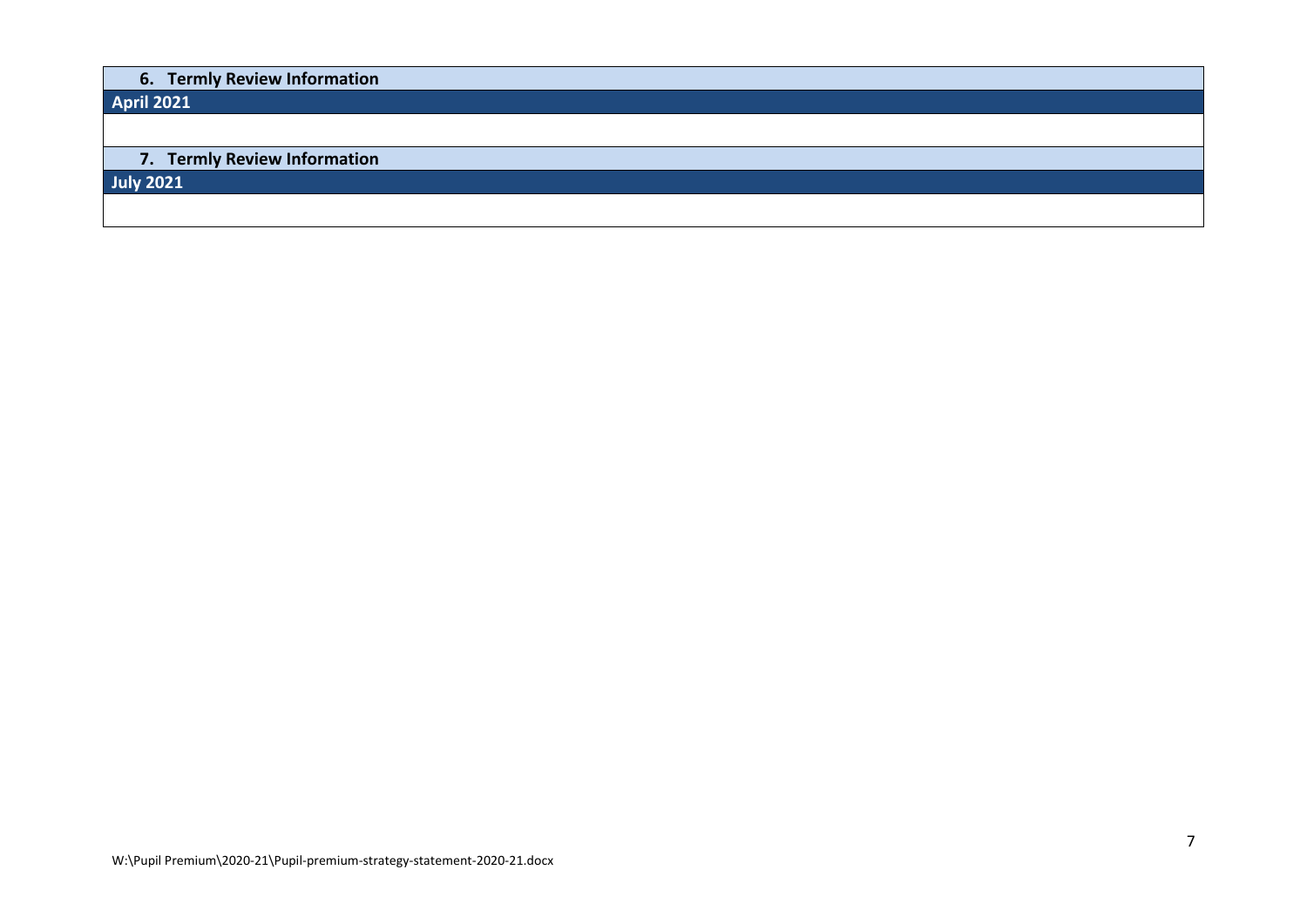| 6. Termly Review Information |
| --- |
| **April 2021** |
| |

| 7. Termly Review Information |
| --- |
| **July 2021** |
| |

W:\Pupil Premium\2020-21\Pupil-premium-strategy-statement-2020-21.docx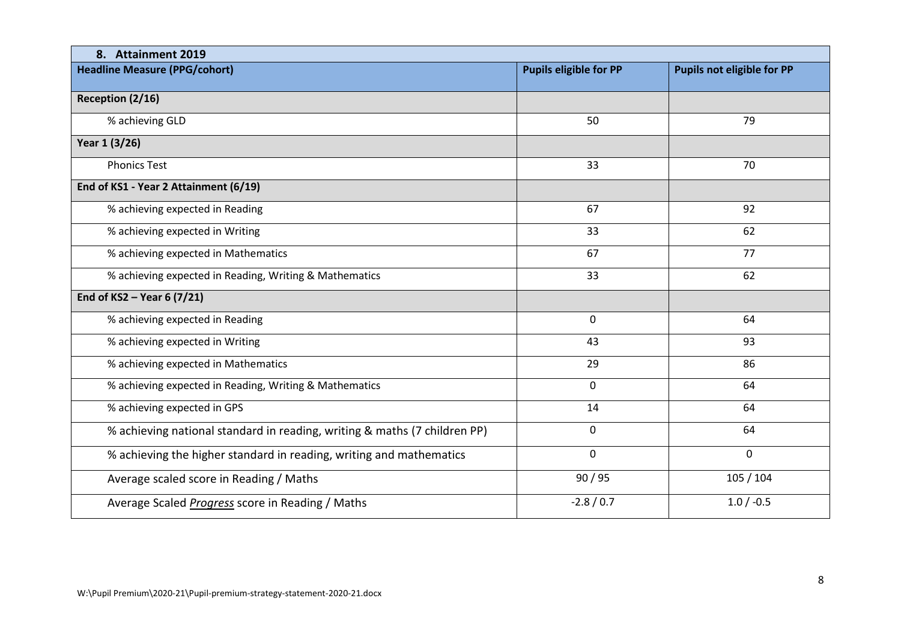| 8. Attainment 2019 | | |
|---|---|---|
| **Headline Measure (PPG/cohort)** | **Pupils eligible for PP** | **Pupils not eligible for PP** |
| **Reception (2/16)** | | |
| % achieving GLD | 50 | 79 |
| **Year 1 (3/26)** | | |
| Phonics Test | 33 | 70 |
| **End of KS1 - Year 2 Attainment (6/19)** | | |
| % achieving expected in Reading | 67 | 92 |
| % achieving expected in Writing | 33 | 62 |
| % achieving expected in Mathematics | 67 | 77 |
| % achieving expected in Reading, Writing & Mathematics | 33 | 62 |
| **End of KS2 – Year 6 (7/21)** | | |
| % achieving expected in Reading | 0 | 64 |
| % achieving expected in Writing | 43 | 93 |
| % achieving expected in Mathematics | 29 | 86 |
| % achieving expected in Reading, Writing & Mathematics | 0 | 64 |
| % achieving expected in GPS | 14 | 64 |
| % achieving national standard in reading, writing & maths (7 children PP) | 0 | 64 |
| % achieving the higher standard in reading, writing and mathematics | 0 | 0 |
| Average scaled score in Reading / Maths | 90 / 95 | 105 / 104 |
| Average Scaled *Progress* score in Reading / Maths | -2.8 / 0.7 | 1.0 / -0.5 |